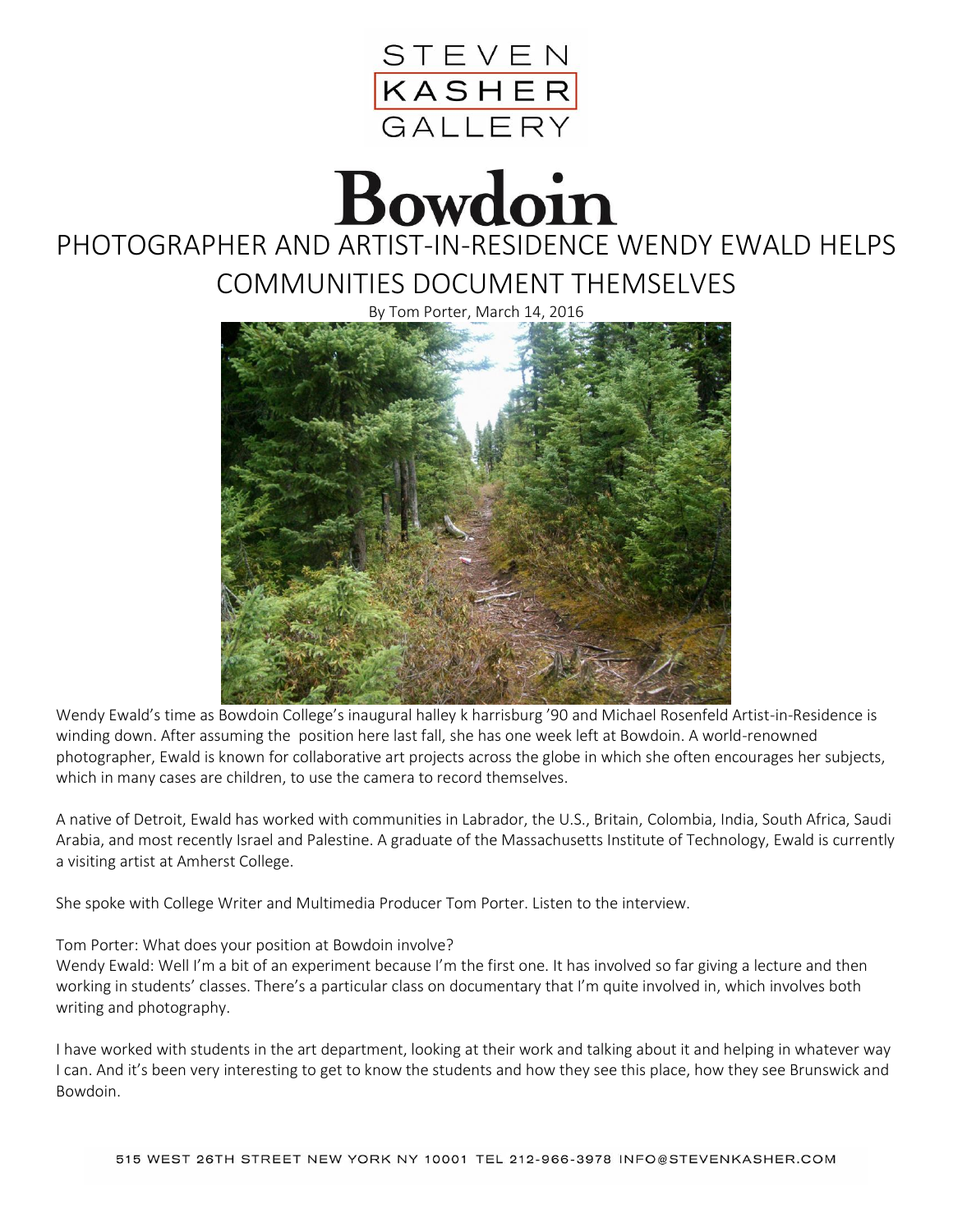STEVEN KASHER GALLERY

# Bowdoin

## PHOTOGRAPHER AND ARTIST-IN-RESIDENCE WENDY EWALD HELPS COMMUNITIES DOCUMENT THEMSELVES

By Tom Porter, March 14, 2016

Wendy Ewald's time as Bowdoin College's inaugural halley k harrisburg '90 and Michael Rosenfeld Artist-in-Residence is winding down. After assuming the position here last fall, she has one week left at Bowdoin. A world-renowned photographer, Ewald is known for collaborative art projects across the globe in which she often encourages her subjects, which in many cases are children, to use the camera to record themselves.

A native of Detroit, Ewald has worked with communities in Labrador, the U.S., Britain, Colombia, India, South Africa, Saudi Arabia, and most recently Israel and Palestine. A graduate of the Massachusetts Institute of Technology, Ewald is currently a visiting artist at Amherst College.

She spoke with College Writer and Multimedia Producer Tom Porter. Listen to the interview.

Tom Porter: What does your position at Bowdoin involve?
Wendy Ewald: Well I'm a bit of an experiment because I'm the first one. It has involved so far giving a lecture and then working in students' classes. There's a particular class on documentary that I'm quite involved in, which involves both writing and photography.

I have worked with students in the art department, looking at their work and talking about it and helping in whatever way I can. And it's been very interesting to get to know the students and how they see this place, how they see Brunswick and Bowdoin.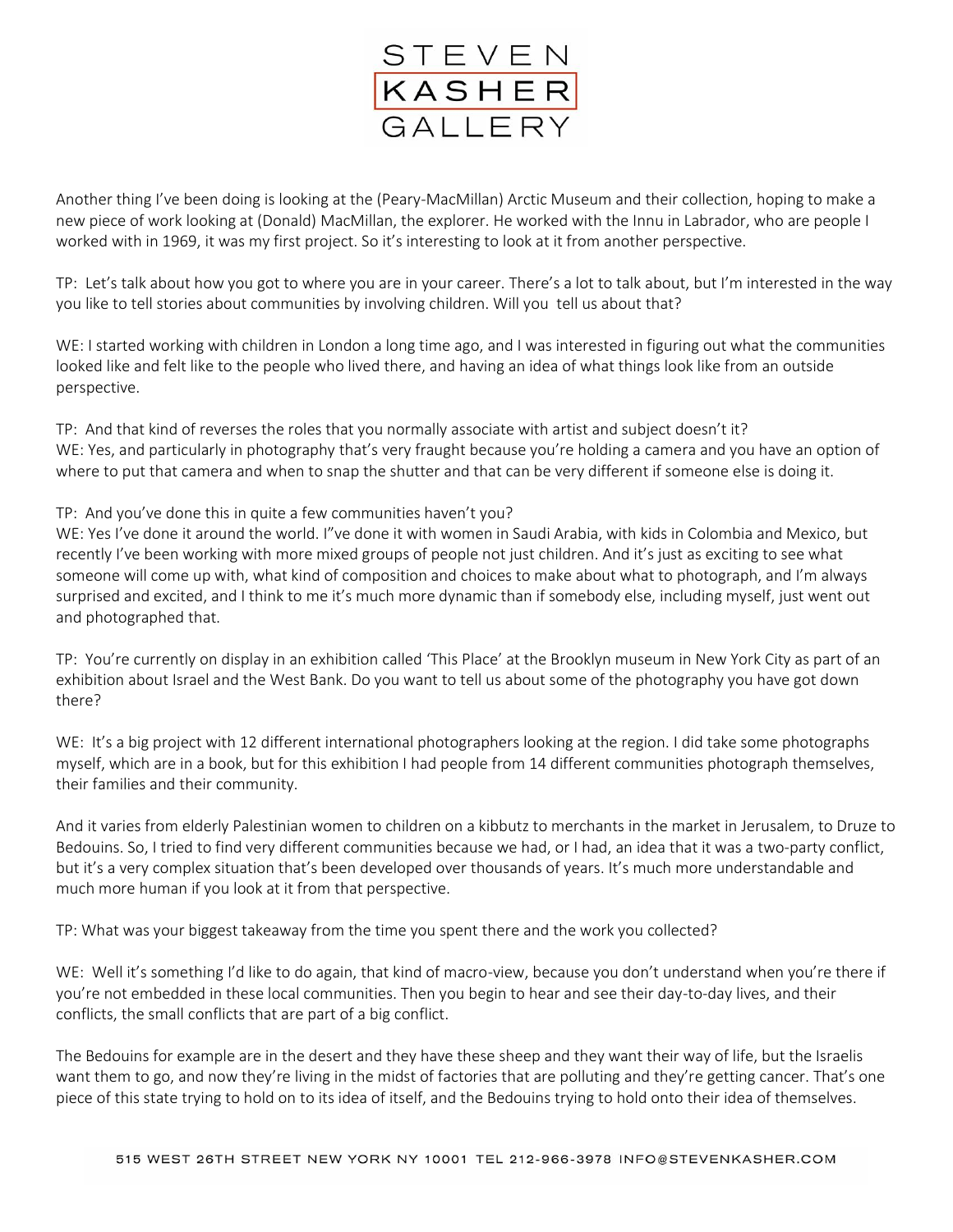Another thing I've been doing is looking at the (Peary-MacMillan) Arctic Museum and their collection, hoping to make a new piece of work looking at (Donald) MacMillan, the explorer. He worked with the Innu in Labrador, who are people I worked with in 1969, it was my first project. So it's interesting to look at it from another perspective.

TP: Let's talk about how you got to where you are in your career. There's a lot to talk about, but I'm interested in the way you like to tell stories about communities by involving children. Will you tell us about that?

WE: I started working with children in London a long time ago, and I was interested in figuring out what the communities looked like and felt like to the people who lived there, and having an idea of what things look like from an outside perspective.

TP: And that kind of reverses the roles that you normally associate with artist and subject doesn't it?
WE: Yes, and particularly in photography that's very fraught because you're holding a camera and you have an option of where to put that camera and when to snap the shutter and that can be very different if someone else is doing it.

TP: And you've done this in quite a few communities haven't you?
WE: Yes I've done it around the world. I"ve done it with women in Saudi Arabia, with kids in Colombia and Mexico, but recently I've been working with more mixed groups of people not just children. And it's just as exciting to see what someone will come up with, what kind of composition and choices to make about what to photograph, and I'm always surprised and excited, and I think to me it's much more dynamic than if somebody else, including myself, just went out and photographed that.

TP: You're currently on display in an exhibition called 'This Place' at the Brooklyn museum in New York City as part of an exhibition about Israel and the West Bank. Do you want to tell us about some of the photography you have got down there?

WE: It's a big project with 12 different international photographers looking at the region. I did take some photographs myself, which are in a book, but for this exhibition I had people from 14 different communities photograph themselves, their families and their community.

And it varies from elderly Palestinian women to children on a kibbutz to merchants in the market in Jerusalem, to Druze to Bedouins. So, I tried to find very different communities because we had, or I had, an idea that it was a two-party conflict, but it's a very complex situation that's been developed over thousands of years. It's much more understandable and much more human if you look at it from that perspective.

TP: What was your biggest takeaway from the time you spent there and the work you collected?

WE: Well it's something I'd like to do again, that kind of macro-view, because you don't understand when you're there if you're not embedded in these local communities. Then you begin to hear and see their day-to-day lives, and their conflicts, the small conflicts that are part of a big conflict.

The Bedouins for example are in the desert and they have these sheep and they want their way of life, but the Israelis want them to go, and now they're living in the midst of factories that are polluting and they're getting cancer. That's one piece of this state trying to hold on to its idea of itself, and the Bedouins trying to hold onto their idea of themselves.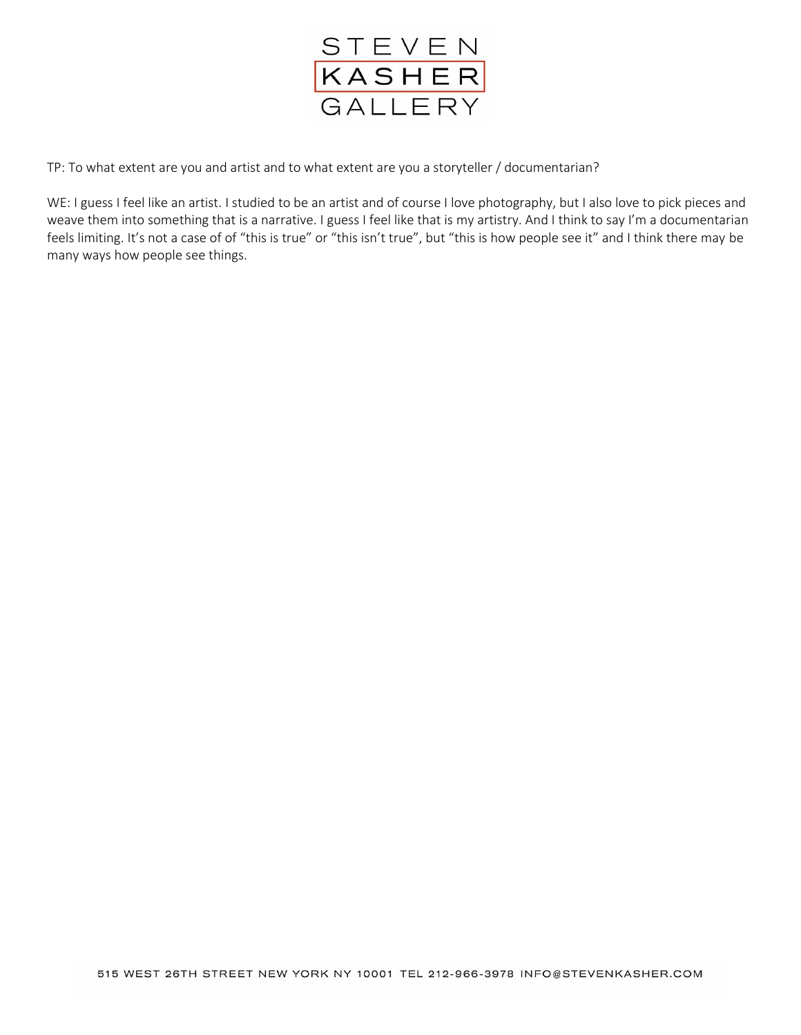TP: To what extent are you and artist and to what extent are you a storyteller / documentarian?

WE: I guess I feel like an artist. I studied to be an artist and of course I love photography, but I also love to pick pieces and weave them into something that is a narrative. I guess I feel like that is my artistry. And I think to say I'm a documentarian feels limiting. It's not a case of of "this is true" or "this isn't true", but "this is how people see it" and I think there may be many ways how people see things.